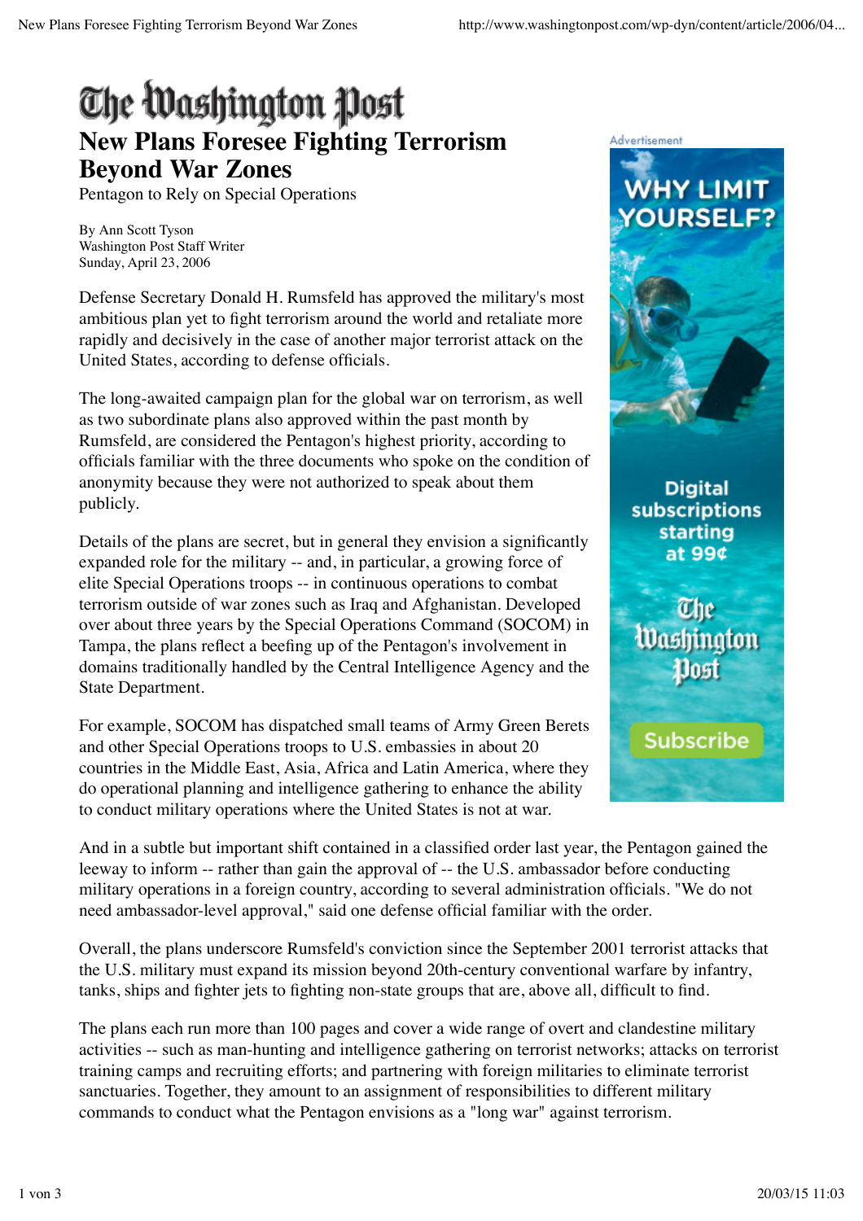# The Washington Post

## New Plans Foresee Fighting Terrorism Beyond War Zones

Pentagon to Rely on Special Operations

By Ann Scott Tyson
Washington Post Staff Writer
Sunday, April 23, 2006

Defense Secretary Donald H. Rumsfeld has approved the military's most ambitious plan yet to fight terrorism around the world and retaliate more rapidly and decisively in the case of another major terrorist attack on the United States, according to defense officials.

The long-awaited campaign plan for the global war on terrorism, as well as two subordinate plans also approved within the past month by Rumsfeld, are considered the Pentagon's highest priority, according to officials familiar with the three documents who spoke on the condition of anonymity because they were not authorized to speak about them publicly.

Details of the plans are secret, but in general they envision a significantly expanded role for the military -- and, in particular, a growing force of elite Special Operations troops -- in continuous operations to combat terrorism outside of war zones such as Iraq and Afghanistan. Developed over about three years by the Special Operations Command (SOCOM) in Tampa, the plans reflect a beefing up of the Pentagon's involvement in domains traditionally handled by the Central Intelligence Agency and the State Department.

For example, SOCOM has dispatched small teams of Army Green Berets and other Special Operations troops to U.S. embassies in about 20 countries in the Middle East, Asia, Africa and Latin America, where they do operational planning and intelligence gathering to enhance the ability to conduct military operations where the United States is not at war.

And in a subtle but important shift contained in a classified order last year, the Pentagon gained the leeway to inform -- rather than gain the approval of -- the U.S. ambassador before conducting military operations in a foreign country, according to several administration officials. "We do not need ambassador-level approval," said one defense official familiar with the order.

Overall, the plans underscore Rumsfeld's conviction since the September 2001 terrorist attacks that the U.S. military must expand its mission beyond 20th-century conventional warfare by infantry, tanks, ships and fighter jets to fighting non-state groups that are, above all, difficult to find.

The plans each run more than 100 pages and cover a wide range of overt and clandestine military activities -- such as man-hunting and intelligence gathering on terrorist networks; attacks on terrorist training camps and recruiting efforts; and partnering with foreign militaries to eliminate terrorist sanctuaries. Together, they amount to an assignment of responsibilities to different military commands to conduct what the Pentagon envisions as a "long war" against terrorism.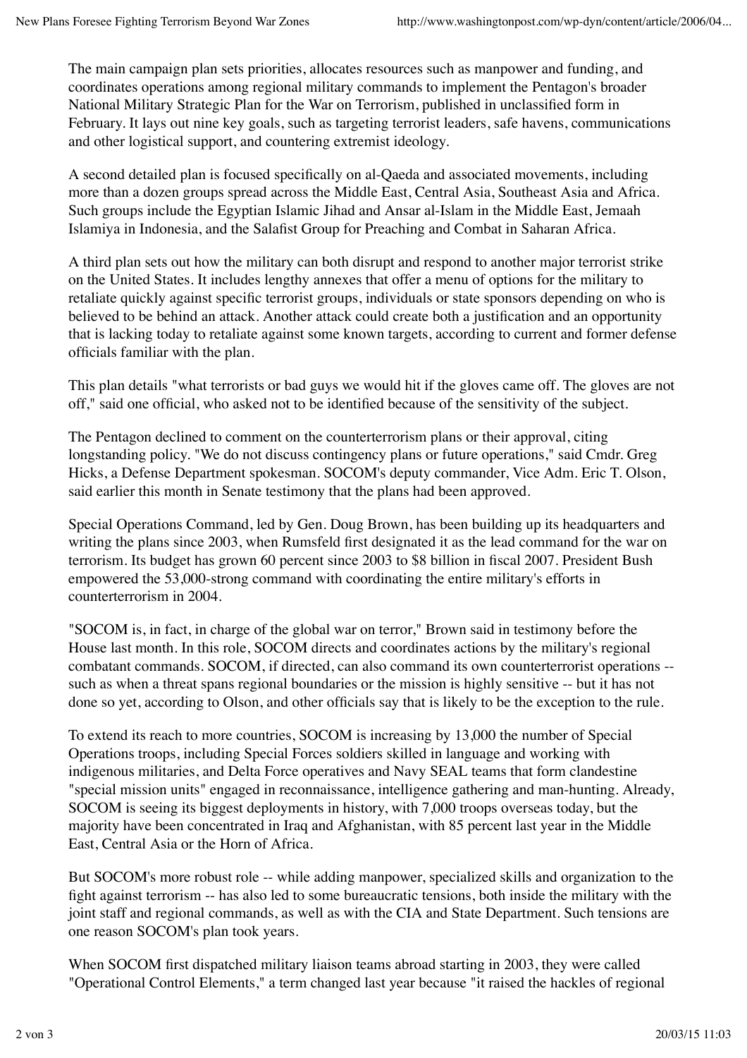The main campaign plan sets priorities, allocates resources such as manpower and funding, and coordinates operations among regional military commands to implement the Pentagon's broader National Military Strategic Plan for the War on Terrorism, published in unclassified form in February. It lays out nine key goals, such as targeting terrorist leaders, safe havens, communications and other logistical support, and countering extremist ideology.

A second detailed plan is focused specifically on al-Qaeda and associated movements, including more than a dozen groups spread across the Middle East, Central Asia, Southeast Asia and Africa. Such groups include the Egyptian Islamic Jihad and Ansar al-Islam in the Middle East, Jemaah Islamiya in Indonesia, and the Salafist Group for Preaching and Combat in Saharan Africa.

A third plan sets out how the military can both disrupt and respond to another major terrorist strike on the United States. It includes lengthy annexes that offer a menu of options for the military to retaliate quickly against specific terrorist groups, individuals or state sponsors depending on who is believed to be behind an attack. Another attack could create both a justification and an opportunity that is lacking today to retaliate against some known targets, according to current and former defense officials familiar with the plan.

This plan details "what terrorists or bad guys we would hit if the gloves came off. The gloves are not off," said one official, who asked not to be identified because of the sensitivity of the subject.

The Pentagon declined to comment on the counterterrorism plans or their approval, citing longstanding policy. "We do not discuss contingency plans or future operations," said Cmdr. Greg Hicks, a Defense Department spokesman. SOCOM's deputy commander, Vice Adm. Eric T. Olson, said earlier this month in Senate testimony that the plans had been approved.

Special Operations Command, led by Gen. Doug Brown, has been building up its headquarters and writing the plans since 2003, when Rumsfeld first designated it as the lead command for the war on terrorism. Its budget has grown 60 percent since 2003 to $8 billion in fiscal 2007. President Bush empowered the 53,000-strong command with coordinating the entire military's efforts in counterterrorism in 2004.

"SOCOM is, in fact, in charge of the global war on terror," Brown said in testimony before the House last month. In this role, SOCOM directs and coordinates actions by the military's regional combatant commands. SOCOM, if directed, can also command its own counterterrorist operations -- such as when a threat spans regional boundaries or the mission is highly sensitive -- but it has not done so yet, according to Olson, and other officials say that is likely to be the exception to the rule.

To extend its reach to more countries, SOCOM is increasing by 13,000 the number of Special Operations troops, including Special Forces soldiers skilled in language and working with indigenous militaries, and Delta Force operatives and Navy SEAL teams that form clandestine "special mission units" engaged in reconnaissance, intelligence gathering and man-hunting. Already, SOCOM is seeing its biggest deployments in history, with 7,000 troops overseas today, but the majority have been concentrated in Iraq and Afghanistan, with 85 percent last year in the Middle East, Central Asia or the Horn of Africa.

But SOCOM's more robust role -- while adding manpower, specialized skills and organization to the fight against terrorism -- has also led to some bureaucratic tensions, both inside the military with the joint staff and regional commands, as well as with the CIA and State Department. Such tensions are one reason SOCOM's plan took years.

When SOCOM first dispatched military liaison teams abroad starting in 2003, they were called "Operational Control Elements," a term changed last year because "it raised the hackles of regional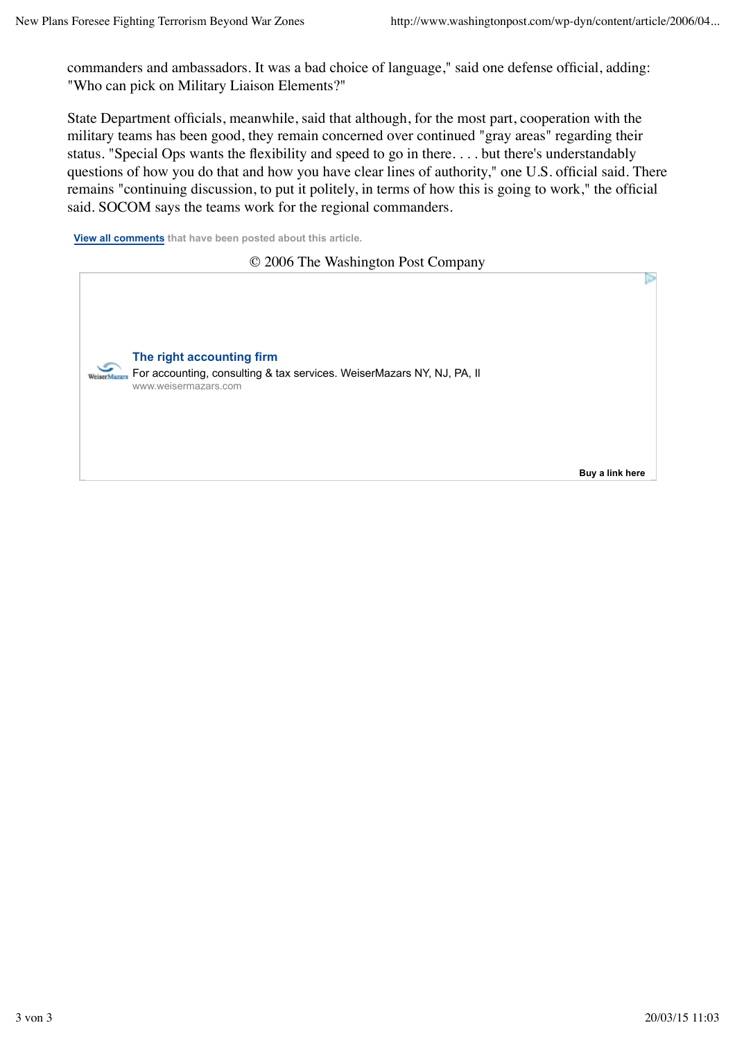commanders and ambassadors. It was a bad choice of language," said one defense official, adding: "Who can pick on Military Liaison Elements?"

State Department officials, meanwhile, said that although, for the most part, cooperation with the military teams has been good, they remain concerned over continued "gray areas" regarding their status. "Special Ops wants the flexibility and speed to go in there. . . . but there's understandably questions of how you do that and how you have clear lines of authority," one U.S. official said. There remains "continuing discussion, to put it politely, in terms of how this is going to work," the official said. SOCOM says the teams work for the regional commanders.

**View all comments** that have been posted about this article.

© 2006 The Washington Post Company

**The right accounting firm**
For accounting, consulting & tax services. WeiserMazars NY, NJ, PA, Il
www.weisermazars.com

**Buy a link here**